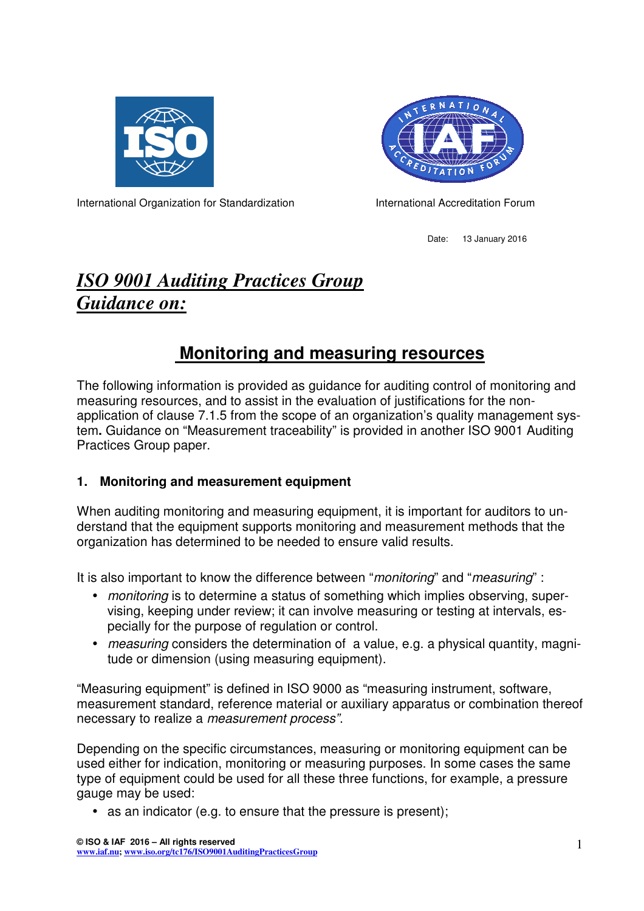International Organization for Standardization

International Accreditation Forum

Date: 13 January 2016

# *ISO 9001 Auditing Practices Group Guidance on:*

## Monitoring and measuring resources

The following information is provided as guidance for auditing control of monitoring and measuring resources, and to assist in the evaluation of justifications for the non-application of clause 7.1.5 from the scope of an organization's quality management system**.** Guidance on "Measurement traceability" is provided in another ISO 9001 Auditing Practices Group paper.

### 1. Monitoring and measurement equipment

When auditing monitoring and measuring equipment, it is important for auditors to understand that the equipment supports monitoring and measurement methods that the organization has determined to be needed to ensure valid results.

It is also important to know the difference between "*monitoring*" and "*measuring*" :

- *monitoring* is to determine a status of something which implies observing, supervising, keeping under review; it can involve measuring or testing at intervals, especially for the purpose of regulation or control.
- *measuring* considers the determination of a value, e.g. a physical quantity, magnitude or dimension (using measuring equipment).

"Measuring equipment" is defined in ISO 9000 as "measuring instrument, software, measurement standard, reference material or auxiliary apparatus or combination thereof necessary to realize a *measurement process"*.

Depending on the specific circumstances, measuring or monitoring equipment can be used either for indication, monitoring or measuring purposes. In some cases the same type of equipment could be used for all these three functions, for example, a pressure gauge may be used:

- as an indicator (e.g. to ensure that the pressure is present);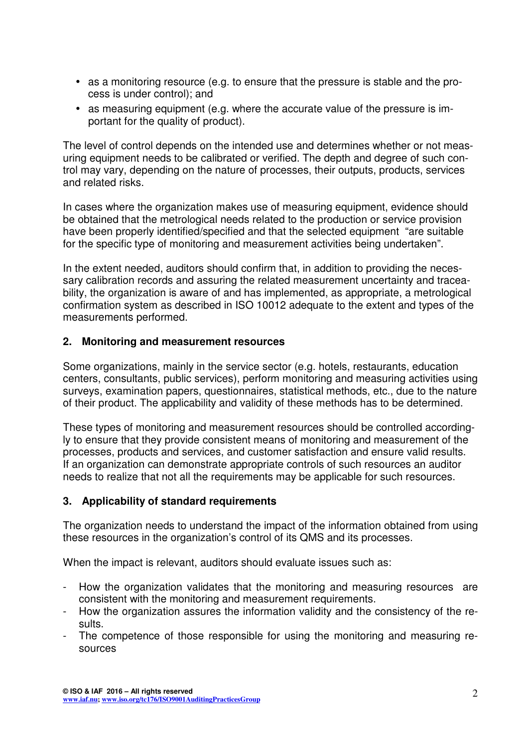- as a monitoring resource (e.g. to ensure that the pressure is stable and the process is under control); and
- as measuring equipment (e.g. where the accurate value of the pressure is important for the quality of product).

The level of control depends on the intended use and determines whether or not measuring equipment needs to be calibrated or verified. The depth and degree of such control may vary, depending on the nature of processes, their outputs, products, services and related risks.

In cases where the organization makes use of measuring equipment, evidence should be obtained that the metrological needs related to the production or service provision have been properly identified/specified and that the selected equipment "are suitable for the specific type of monitoring and measurement activities being undertaken".

In the extent needed, auditors should confirm that, in addition to providing the necessary calibration records and assuring the related measurement uncertainty and traceability, the organization is aware of and has implemented, as appropriate, a metrological confirmation system as described in ISO 10012 adequate to the extent and types of the measurements performed.

## 2. Monitoring and measurement resources

Some organizations, mainly in the service sector (e.g. hotels, restaurants, education centers, consultants, public services), perform monitoring and measuring activities using surveys, examination papers, questionnaires, statistical methods, etc., due to the nature of their product. The applicability and validity of these methods has to be determined.

These types of monitoring and measurement resources should be controlled accordingly to ensure that they provide consistent means of monitoring and measurement of the processes, products and services, and customer satisfaction and ensure valid results. If an organization can demonstrate appropriate controls of such resources an auditor needs to realize that not all the requirements may be applicable for such resources.

## 3. Applicability of standard requirements

The organization needs to understand the impact of the information obtained from using these resources in the organization's control of its QMS and its processes.

When the impact is relevant, auditors should evaluate issues such as:

- How the organization validates that the monitoring and measuring resources are consistent with the monitoring and measurement requirements.
- How the organization assures the information validity and the consistency of the results.
- The competence of those responsible for using the monitoring and measuring resources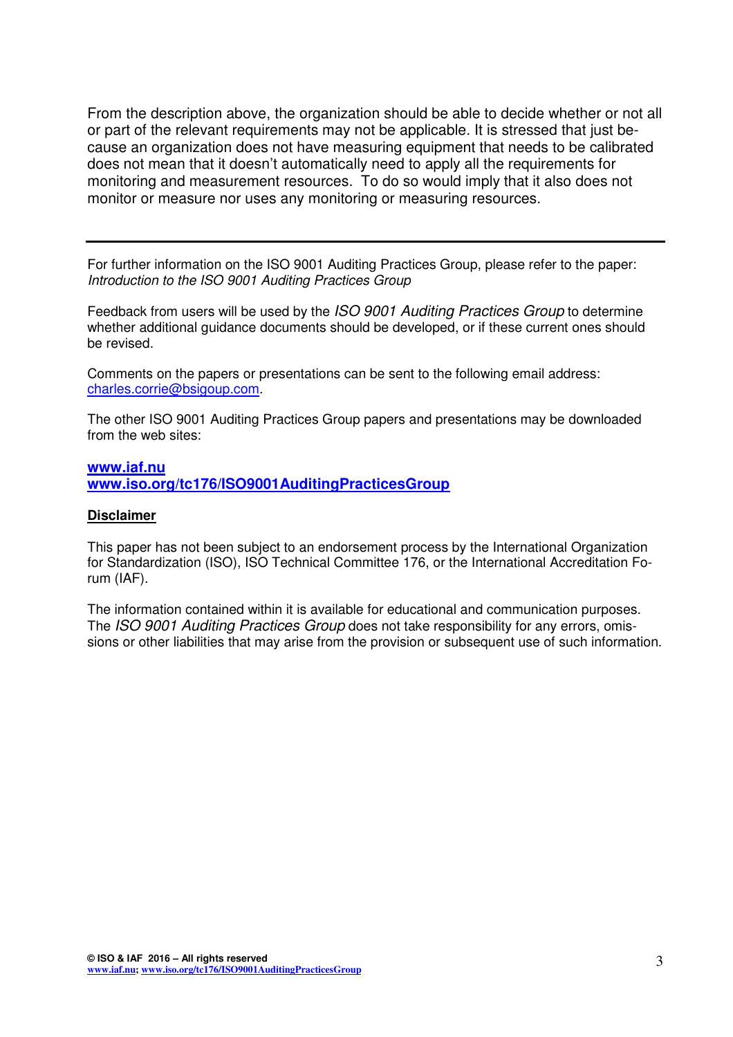From the description above, the organization should be able to decide whether or not all or part of the relevant requirements may not be applicable. It is stressed that just because an organization does not have measuring equipment that needs to be calibrated does not mean that it doesn't automatically need to apply all the requirements for monitoring and measurement resources. To do so would imply that it also does not monitor or measure nor uses any monitoring or measuring resources.

---

For further information on the ISO 9001 Auditing Practices Group, please refer to the paper: *Introduction to the ISO 9001 Auditing Practices Group*

Feedback from users will be used by the *ISO 9001 Auditing Practices Group* to determine whether additional guidance documents should be developed, or if these current ones should be revised.

Comments on the papers or presentations can be sent to the following email address: charles.corrie@bsigoup.com.

The other ISO 9001 Auditing Practices Group papers and presentations may be downloaded from the web sites:

**www.iaf.nu**
**www.iso.org/tc176/ISO9001AuditingPracticesGroup**

**Disclaimer**

This paper has not been subject to an endorsement process by the International Organization for Standardization (ISO), ISO Technical Committee 176, or the International Accreditation Forum (IAF).

The information contained within it is available for educational and communication purposes. The *ISO 9001 Auditing Practices Group* does not take responsibility for any errors, omissions or other liabilities that may arise from the provision or subsequent use of such information.